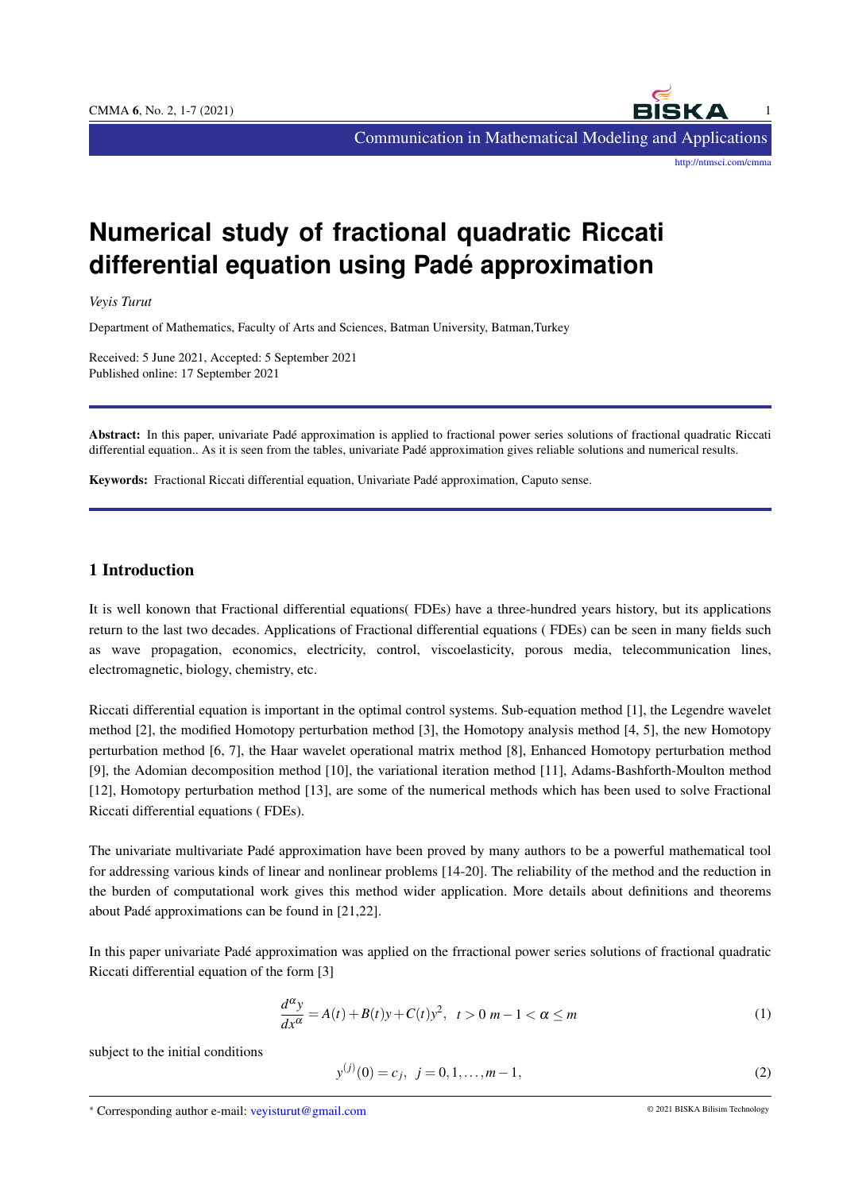# Numerical study of fractional quadratic Riccati differential equation using Padé approximation

*Veyis Turut*

Department of Mathematics, Faculty of Arts and Sciences, Batman University, Batman,Turkey

Received: 5 June 2021, Accepted: 5 September 2021
Published online: 17 September 2021

---

**Abstract:** In this paper, univariate Padé approximation is applied to fractional power series solutions of fractional quadratic Riccati differential equation.. As it is seen from the tables, univariate Padé approximation gives reliable solutions and numerical results.

**Keywords:** Fractional Riccati differential equation, Univariate Padé approximation, Caputo sense.

---

## 1 Introduction

It is well konown that Fractional differential equations( FDEs) have a three-hundred years history, but its applications return to the last two decades. Applications of Fractional differential equations ( FDEs) can be seen in many fields such as wave propagation, economics, electricity, control, viscoelasticity, porous media, telecommunication lines, electromagnetic, biology, chemistry, etc.

Riccati differential equation is important in the optimal control systems. Sub-equation method [1], the Legendre wavelet method [2], the modified Homotopy perturbation method [3], the Homotopy analysis method [4, 5], the new Homotopy perturbation method [6, 7], the Haar wavelet operational matrix method [8], Enhanced Homotopy perturbation method [9], the Adomian decomposition method [10], the variational iteration method [11], Adams-Bashforth-Moulton method [12], Homotopy perturbation method [13], are some of the numerical methods which has been used to solve Fractional Riccati differential equations ( FDEs).

The univariate multivariate Padé approximation have been proved by many authors to be a powerful mathematical tool for addressing various kinds of linear and nonlinear problems [14-20]. The reliability of the method and the reduction in the burden of computational work gives this method wider application. More details about definitions and theorems about Padé approximations can be found in [21,22].

In this paper univariate Padé approximation was applied on the frractional power series solutions of fractional quadratic Riccati differential equation of the form [3]

$$\frac{d^{\alpha}y}{dx^{\alpha}} = A(t) + B(t)y + C(t)y^2, \quad t > 0 \; m-1 < \alpha \leq m \tag{1}$$

subject to the initial conditions

$$y^{(j)}(0) = c_j, \quad j = 0, 1, \ldots, m-1, \tag{2}$$

* Corresponding author e-mail: veyisturut@gmail.com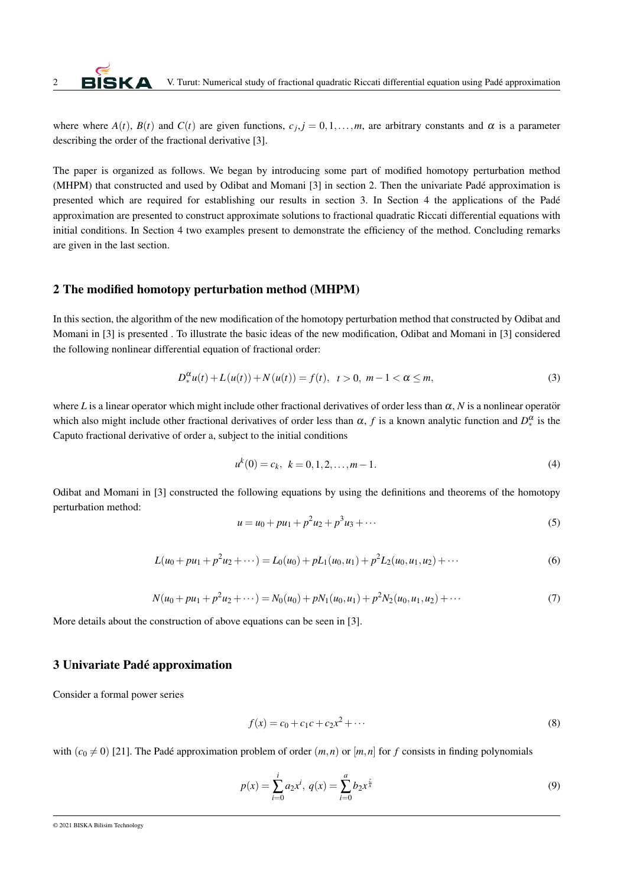where where $A(t)$, $B(t)$ and $C(t)$ are given functions, $c_j, j = 0, 1, \ldots, m$, are arbitrary constants and $\alpha$ is a parameter describing the order of the fractional derivative [3].

The paper is organized as follows. We began by introducing some part of modified homotopy perturbation method (MHPM) that constructed and used by Odibat and Momani [3] in section 2. Then the univariate Padé approximation is presented which are required for establishing our results in section 3. In Section 4 the applications of the Padé approximation are presented to construct approximate solutions to fractional quadratic Riccati differential equations with initial conditions. In Section 4 two examples present to demonstrate the efficiency of the method. Concluding remarks are given in the last section.

## 2 The modified homotopy perturbation method (MHPM)

In this section, the algorithm of the new modification of the homotopy perturbation method that constructed by Odibat and Momani in [3] is presented . To illustrate the basic ideas of the new modification, Odibat and Momani in [3] considered the following nonlinear differential equation of fractional order:

$$D_*^\alpha u(t) + L(u(t)) + N(u(t)) = f(t), \quad t > 0, \; m-1 < \alpha \leq m, \tag{3}$$

where $L$ is a linear operator which might include other fractional derivatives of order less than $\alpha$, $N$ is a nonlinear operatör which also might include other fractional derivatives of order less than $\alpha$, $f$ is a known analytic function and $D_*^\alpha$ is the Caputo fractional derivative of order a, subject to the initial conditions

$$u^k(0) = c_k, \; k = 0, 1, 2, \ldots, m-1. \tag{4}$$

Odibat and Momani in [3] constructed the following equations by using the definitions and theorems of the homotopy perturbation method:

$$u = u_0 + pu_1 + p^2u_2 + p^3u_3 + \cdots \tag{5}$$

$$L(u_0 + pu_1 + p^2u_2 + \cdots) = L_0(u_0) + pL_1(u_0, u_1) + p^2L_2(u_0, u_1, u_2) + \cdots \tag{6}$$

$$N(u_0 + pu_1 + p^2u_2 + \cdots) = N_0(u_0) + pN_1(u_0, u_1) + p^2N_2(u_0, u_1, u_2) + \cdots \tag{7}$$

More details about the construction of above equations can be seen in [3].

## 3 Univariate Padé approximation

Consider a formal power series

$$f(x) = c_0 + c_1c + c_2x^2 + \cdots \tag{8}$$

with $(c_0 \neq 0)$ [21]. The Padé approximation problem of order $(m,n)$ or $[m,n]$ for $f$ consists in finding polynomials

$$p(x) = \sum_{i=0}^{i} a_2 x^i, \; q(x) = \sum_{i=0}^{a} b_2 x^{\frac{z}{x}} \tag{9}$$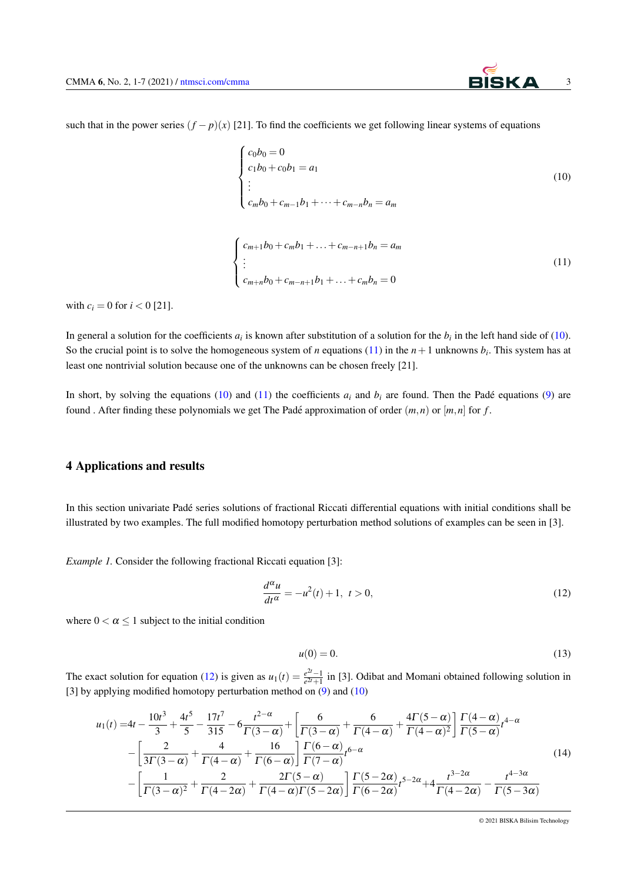such that in the power series $(f-p)(x)$ [21]. To find the coefficients we get following linear systems of equations

$$
\begin{cases}
c_0 b_0 = 0 \\
c_1 b_0 + c_0 b_1 = a_1 \\
\vdots \\
c_m b_0 + c_{m-1} b_1 + \cdots + c_{m-n} b_n = a_m
\end{cases}
\tag{10}
$$

$$
\begin{cases}
c_{m+1} b_0 + c_m b_1 + \ldots + c_{m-n+1} b_n = a_m \\
\vdots \\
c_{m+n} b_0 + c_{m-n+1} b_1 + \ldots + c_m b_n = 0
\end{cases}
\tag{11}
$$

with $c_i = 0$ for $i < 0$ [21].

In general a solution for the coefficients $a_i$ is known after substitution of a solution for the $b_i$ in the left hand side of (10). So the crucial point is to solve the homogeneous system of $n$ equations (11) in the $n+1$ unknowns $b_i$. This system has at least one nontrivial solution because one of the unknowns can be chosen freely [21].

In short, by solving the equations (10) and (11) the coefficients $a_i$ and $b_i$ are found. Then the Padé equations (9) are found . After finding these polynomials we get The Padé approximation of order $(m,n)$ or $[m,n]$ for $f$.

## 4 Applications and results

In this section univariate Padé series solutions of fractional Riccati differential equations with initial conditions shall be illustrated by two examples. The full modified homotopy perturbation method solutions of examples can be seen in [3].

*Example 1.* Consider the following fractional Riccati equation [3]:

$$
\frac{d^{\alpha}u}{dt^{\alpha}} = -u^2(t) + 1, \ \ t > 0,
\tag{12}
$$

where $0 < \alpha \leq 1$ subject to the initial condition

$$
u(0) = 0.
\tag{13}
$$

The exact solution for equation (12) is given as $u_1(t) = \frac{e^{2t}-1}{e^{2t}+1}$ in [3]. Odibat and Momani obtained following solution in [3] by applying modified homotopy perturbation method on (9) and (10)

$$
\begin{aligned}
u_1(t) = & 4t - \frac{10t^3}{3} + \frac{4t^5}{5} - \frac{17t^7}{315} - 6\frac{t^{2-\alpha}}{\Gamma(3-\alpha)} + \left[\frac{6}{\Gamma(3-\alpha)} + \frac{6}{\Gamma(4-\alpha)} + \frac{4\Gamma(5-\alpha)}{\Gamma(4-\alpha)^2}\right]\frac{\Gamma(4-\alpha)}{\Gamma(5-\alpha)}t^{4-\alpha} \\
& - \left[\frac{2}{3\Gamma(3-\alpha)} + \frac{4}{\Gamma(4-\alpha)} + \frac{16}{\Gamma(6-\alpha)}\right]\frac{\Gamma(6-\alpha)}{\Gamma(7-\alpha)}t^{6-\alpha} \\
& - \left[\frac{1}{\Gamma(3-\alpha)^2} + \frac{2}{\Gamma(4-2\alpha)} + \frac{2\Gamma(5-\alpha)}{\Gamma(4-\alpha)\Gamma(5-2\alpha)}\right]\frac{\Gamma(5-2\alpha)}{\Gamma(6-2\alpha)}t^{5-2\alpha} + 4\frac{t^{3-2\alpha}}{\Gamma(4-2\alpha)} - \frac{t^{4-3\alpha}}{\Gamma(5-3\alpha)}
\end{aligned}
\tag{14}
$$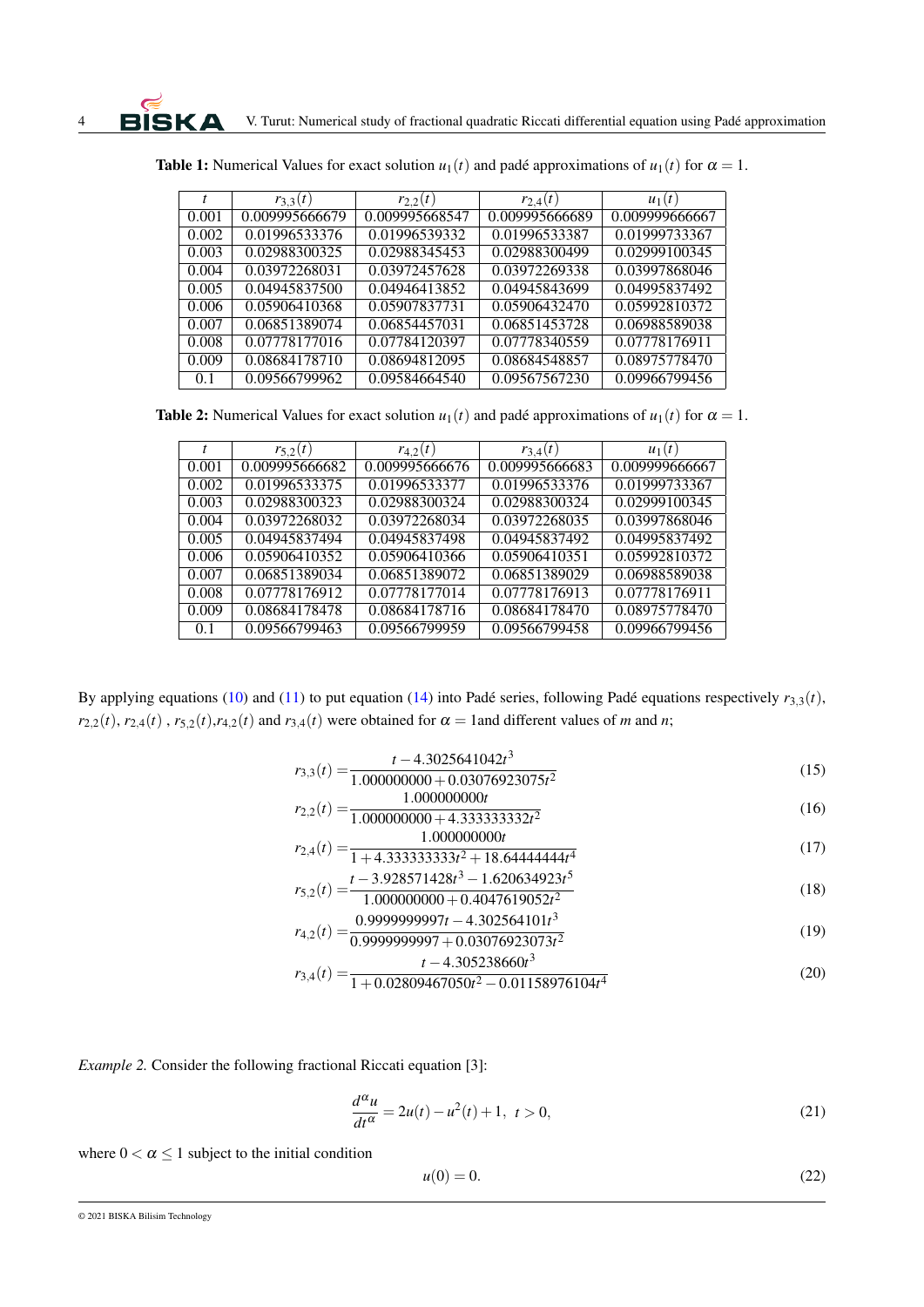**Table 1:** Numerical Values for exact solution $u_1(t)$ and padé approximations of $u_1(t)$ for $\alpha = 1$.

| $t$ | $r_{3,3}(t)$ | $r_{2,2}(t)$ | $r_{2,4}(t)$ | $u_1(t)$ |
|---|---|---|---|---|
| 0.001 | 0.009995666679 | 0.009995668547 | 0.009995666689 | 0.009999666667 |
| 0.002 | 0.01996533376 | 0.01996539332 | 0.01996533387 | 0.01999733367 |
| 0.003 | 0.02988300325 | 0.02988345453 | 0.02988300499 | 0.02999100345 |
| 0.004 | 0.03972268031 | 0.03972457628 | 0.03972269338 | 0.03997868046 |
| 0.005 | 0.04945837500 | 0.04946413852 | 0.04945843699 | 0.04995837492 |
| 0.006 | 0.05906410368 | 0.05907837731 | 0.05906432470 | 0.05992810372 |
| 0.007 | 0.06851389074 | 0.06854457031 | 0.06851453728 | 0.06988589038 |
| 0.008 | 0.07778177016 | 0.07784120397 | 0.07778340559 | 0.07778176911 |
| 0.009 | 0.08684178710 | 0.08694812095 | 0.08684548857 | 0.08975778470 |
| 0.1 | 0.09566799962 | 0.09584664540 | 0.09567567230 | 0.09966799456 |

**Table 2:** Numerical Values for exact solution $u_1(t)$ and padé approximations of $u_1(t)$ for $\alpha = 1$.

| $t$ | $r_{5,2}(t)$ | $r_{4,2}(t)$ | $r_{3,4}(t)$ | $u_1(t)$ |
|---|---|---|---|---|
| 0.001 | 0.009995666682 | 0.009995666676 | 0.009995666683 | 0.009999666667 |
| 0.002 | 0.01996533375 | 0.01996533377 | 0.01996533376 | 0.01999733367 |
| 0.003 | 0.02988300323 | 0.02988300324 | 0.02988300324 | 0.02999100345 |
| 0.004 | 0.03972268032 | 0.03972268034 | 0.03972268035 | 0.03997868046 |
| 0.005 | 0.04945837494 | 0.04945837498 | 0.04945837492 | 0.04995837492 |
| 0.006 | 0.05906410352 | 0.05906410366 | 0.05906410351 | 0.05992810372 |
| 0.007 | 0.06851389034 | 0.06851389072 | 0.06851389029 | 0.06988589038 |
| 0.008 | 0.07778176912 | 0.07778177014 | 0.07778176913 | 0.07778176911 |
| 0.009 | 0.08684178478 | 0.08684178716 | 0.08684178470 | 0.08975778470 |
| 0.1 | 0.09566799463 | 0.09566799959 | 0.09566799458 | 0.09966799456 |

By applying equations (10) and (11) to put equation (14) into Padé series, following Padé equations respectively $r_{3,3}(t)$, $r_{2,2}(t)$, $r_{2,4}(t)$ , $r_{5,2}(t)$,$r_{4,2}(t)$ and $r_{3,4}(t)$ were obtained for $\alpha = 1$and different values of $m$ and $n$;

$$r_{3,3}(t) = \frac{t - 4.3025641042t^3}{1.000000000 + 0.03076923075t^2} \tag{15}$$

$$r_{2,2}(t) = \frac{1.000000000t}{1.000000000 + 4.333333332t^2} \tag{16}$$

$$r_{2,4}(t) = \frac{1.000000000t}{1 + 4.333333333t^2 + 18.64444444t^4} \tag{17}$$

$$r_{5,2}(t) = \frac{t - 3.928571428t^3 - 1.620634923t^5}{1.000000000 + 0.4047619052t^2} \tag{18}$$

$$r_{4,2}(t) = \frac{0.9999999997t - 4.302564101t^3}{0.9999999997 + 0.03076923073t^2} \tag{19}$$

$$r_{3,4}(t) = \frac{t - 4.305238660t^3}{1 + 0.02809467050t^2 - 0.01158976104t^4} \tag{20}$$

*Example 2.* Consider the following fractional Riccati equation [3]:

$$\frac{d^\alpha u}{dt^\alpha} = 2u(t) - u^2(t) + 1, \;\; t > 0, \tag{21}$$

where $0 < \alpha \leq 1$ subject to the initial condition

$$u(0) = 0. \tag{22}$$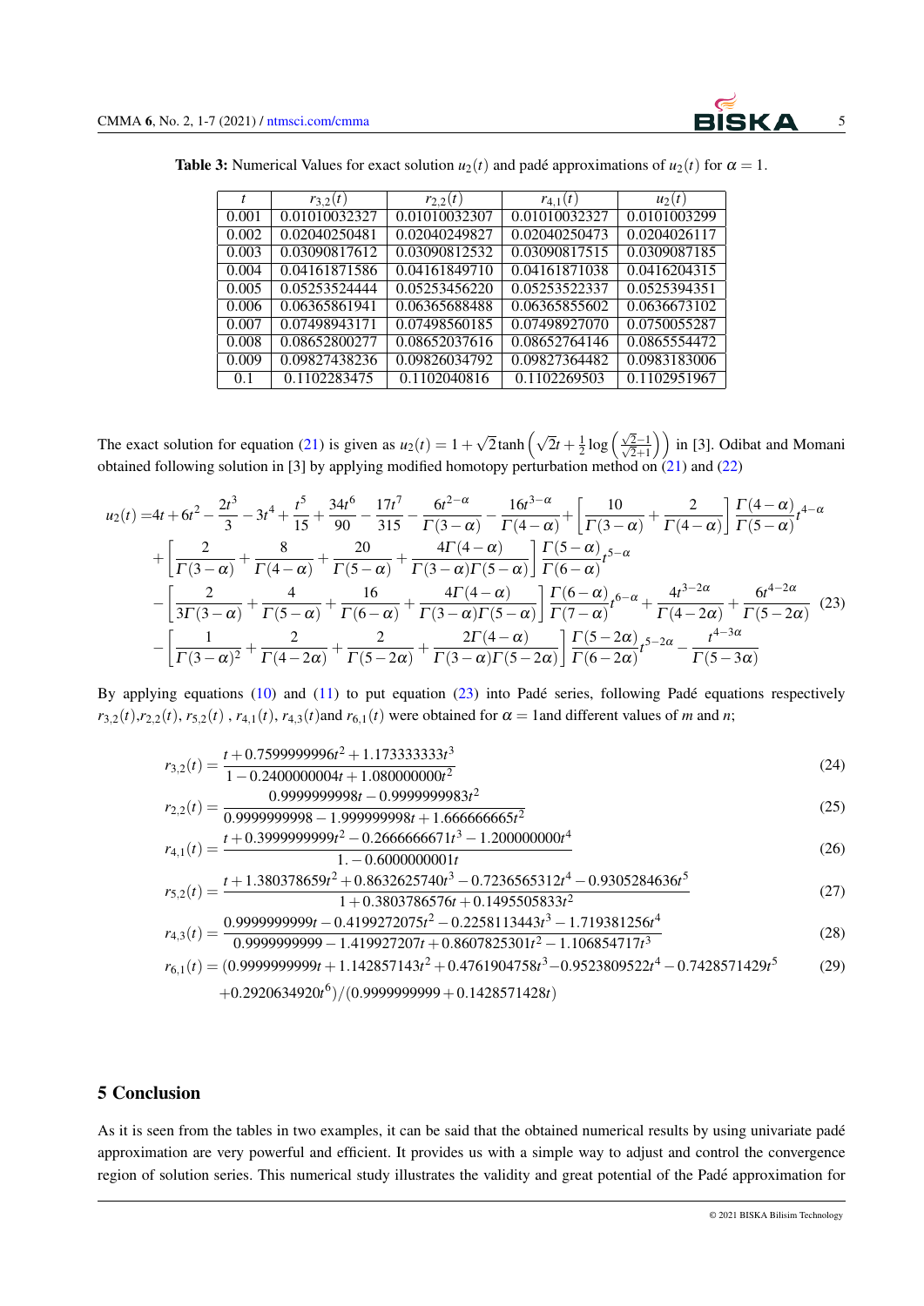**Table 3:** Numerical Values for exact solution $u_2(t)$ and padé approximations of $u_2(t)$ for $\alpha = 1$.

| $t$ | $r_{3,2}(t)$ | $r_{2,2}(t)$ | $r_{4,1}(t)$ | $u_2(t)$ |
|---|---|---|---|---|
| 0.001 | 0.01010032327 | 0.01010032307 | 0.01010032327 | 0.0101003299 |
| 0.002 | 0.02040250481 | 0.02040249827 | 0.02040250473 | 0.0204026117 |
| 0.003 | 0.03090817612 | 0.03090812532 | 0.03090817515 | 0.0309087185 |
| 0.004 | 0.04161871586 | 0.04161849710 | 0.04161871038 | 0.0416204315 |
| 0.005 | 0.05253524444 | 0.05253456220 | 0.05253522337 | 0.0525394351 |
| 0.006 | 0.06365861941 | 0.06365688488 | 0.06365855602 | 0.0636673102 |
| 0.007 | 0.07498943171 | 0.07498560185 | 0.07498927070 | 0.0750055287 |
| 0.008 | 0.08652800277 | 0.08652037616 | 0.08652764146 | 0.0865554472 |
| 0.009 | 0.09827438236 | 0.09826034792 | 0.09827364482 | 0.0983183006 |
| 0.1 | 0.1102283475 | 0.1102040816 | 0.1102269503 | 0.1102951967 |

The exact solution for equation (21) is given as $u_2(t) = 1+\sqrt{2}\tanh\left(\sqrt{2}t+\frac{1}{2}\log\left(\frac{\sqrt{2}-1}{\sqrt{2}+1}\right)\right)$ in [3]. Odibat and Momani obtained following solution in [3] by applying modified homotopy perturbation method on (21) and (22)

$$
\begin{aligned}
u_2(t) =& 4t+6t^2-\frac{2t^3}{3}-3t^4+\frac{t^5}{15}+\frac{34t^6}{90}-\frac{17t^7}{315}-\frac{6t^{2-\alpha}}{\Gamma(3-\alpha)}-\frac{16t^{3-\alpha}}{\Gamma(4-\alpha)}+\left[\frac{10}{\Gamma(3-\alpha)}+\frac{2}{\Gamma(4-\alpha)}\right]\frac{\Gamma(4-\alpha)}{\Gamma(5-\alpha)}t^{4-\alpha} \\
&+\left[\frac{2}{\Gamma(3-\alpha)}+\frac{8}{\Gamma(4-\alpha)}+\frac{20}{\Gamma(5-\alpha)}+\frac{4\Gamma(4-\alpha)}{\Gamma(3-\alpha)\Gamma(5-\alpha)}\right]\frac{\Gamma(5-\alpha)}{\Gamma(6-\alpha)}t^{5-\alpha} \\
&-\left[\frac{2}{3\Gamma(3-\alpha)}+\frac{4}{\Gamma(5-\alpha)}+\frac{16}{\Gamma(6-\alpha)}+\frac{4\Gamma(4-\alpha)}{\Gamma(3-\alpha)\Gamma(5-\alpha)}\right]\frac{\Gamma(6-\alpha)}{\Gamma(7-\alpha)}t^{6-\alpha}+\frac{4t^{3-2\alpha}}{\Gamma(4-2\alpha)}+\frac{6t^{4-2\alpha}}{\Gamma(5-2\alpha)} \\
&-\left[\frac{1}{\Gamma(3-\alpha)^2}+\frac{2}{\Gamma(4-2\alpha)}+\frac{2}{\Gamma(5-2\alpha)}+\frac{2\Gamma(4-\alpha)}{\Gamma(3-\alpha)\Gamma(5-2\alpha)}\right]\frac{\Gamma(5-2\alpha)}{\Gamma(6-2\alpha)}t^{5-2\alpha}-\frac{t^{4-3\alpha}}{\Gamma(5-3\alpha)}
\end{aligned}
\tag{23}
$$

By applying equations (10) and (11) to put equation (23) into Padé series, following Padé equations respectively $r_{3,2}(t)$, $r_{2,2}(t)$, $r_{5,2}(t)$ , $r_{4,1}(t)$, $r_{4,3}(t)$and $r_{6,1}(t)$ were obtained for $\alpha = 1$and different values of $m$ and $n$;

$$r_{3,2}(t) = \frac{t+0.7599999996t^2+1.173333333t^3}{1-0.2400000004t+1.080000000t^2} \tag{24}$$

$$r_{2,2}(t) = \frac{0.9999999998t-0.9999999983t^2}{0.9999999998-1.999999998t+1.666666665t^2} \tag{25}$$

$$r_{4,1}(t) = \frac{t+0.3999999999t^2-0.2666666671t^3-1.200000000t^4}{1.-0.6000000001t} \tag{26}$$

$$r_{5,2}(t) = \frac{t+1.380378659t^2+0.8632625740t^3-0.7236565312t^4-0.9305284636t^5}{1+0.3803786576t+0.1495505833t^2} \tag{27}$$

$$r_{4,3}(t) = \frac{0.9999999999t-0.4199272075t^2-0.2258113443t^3-1.719381256t^4}{0.9999999999-1.419927207t+0.8607825301t^2-1.106854717t^3} \tag{28}$$

$$
\begin{aligned}
r_{6,1}(t) =& (0.9999999999t+1.142857143t^2+0.4761904758t^3-0.9523809522t^4-0.7428571429t^5 \\
&+0.2920634920t^6)/(0.9999999999+0.1428571428t)
\end{aligned}
\tag{29}
$$

## 5 Conclusion

As it is seen from the tables in two examples, it can be said that the obtained numerical results by using univariate padé approximation are very powerful and efficient. It provides us with a simple way to adjust and control the convergence region of solution series. This numerical study illustrates the validity and great potential of the Padé approximation for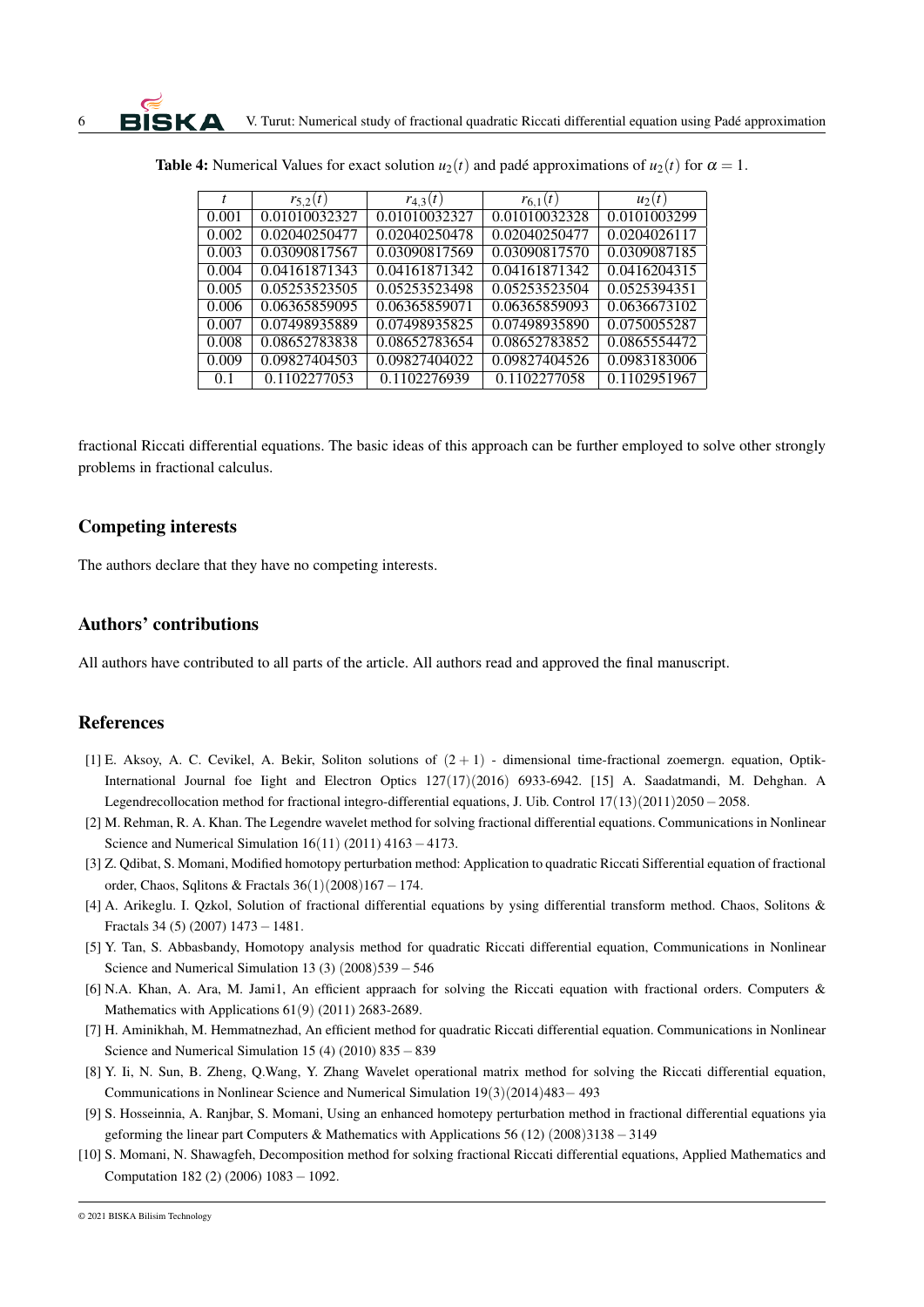**Table 4:** Numerical Values for exact solution $u_2(t)$ and padé approximations of $u_2(t)$ for $\alpha = 1$.

| $t$ | $r_{5,2}(t)$ | $r_{4,3}(t)$ | $r_{6,1}(t)$ | $u_2(t)$ |
|---|---|---|---|---|
| 0.001 | 0.01010032327 | 0.01010032327 | 0.01010032328 | 0.0101003299 |
| 0.002 | 0.02040250477 | 0.02040250478 | 0.02040250477 | 0.0204026117 |
| 0.003 | 0.03090817567 | 0.03090817569 | 0.03090817570 | 0.0309087185 |
| 0.004 | 0.04161871343 | 0.04161871342 | 0.04161871342 | 0.0416204315 |
| 0.005 | 0.05253523505 | 0.05253523498 | 0.05253523504 | 0.0525394351 |
| 0.006 | 0.06365859095 | 0.06365859071 | 0.06365859093 | 0.0636673102 |
| 0.007 | 0.07498935889 | 0.07498935825 | 0.07498935890 | 0.0750055287 |
| 0.008 | 0.08652783838 | 0.08652783654 | 0.08652783852 | 0.0865554472 |
| 0.009 | 0.09827404503 | 0.09827404022 | 0.09827404526 | 0.0983183006 |
| 0.1 | 0.1102277053 | 0.1102276939 | 0.1102277058 | 0.1102951967 |

fractional Riccati differential equations. The basic ideas of this approach can be further employed to solve other strongly problems in fractional calculus.

## Competing interests

The authors declare that they have no competing interests.

## Authors' contributions

All authors have contributed to all parts of the article. All authors read and approved the final manuscript.

## References

[1] E. Aksoy, A. C. Cevikel, A. Bekir, Soliton solutions of $(2+1)$ - dimensional time-fractional zoemergn. equation, Optik-International Journal foe Iight and Electron Optics 127(17)(2016) 6933-6942. [15] A. Saadatmandi, M. Dehghan. A Legendrecollocation method for fractional integro-differential equations, J. Uib. Control 17(13)(2011)2050 − 2058.

[2] M. Rehman, R. A. Khan. The Legendre wavelet method for solving fractional differential equations. Communications in Nonlinear Science and Numerical Simulation 16(11) (2011) 4163 − 4173.

[3] Z. Qdibat, S. Momani, Modified homotopy perturbation method: Application to quadratic Riccati Sifferential equation of fractional order, Chaos, Sqlitons & Fractals 36(1)(2008)167 − 174.

[4] A. Arikeglu. I. Qzkol, Solution of fractional differential equations by ysing differential transform method. Chaos, Solitons & Fractals 34 (5) (2007) 1473 − 1481.

[5] Y. Tan, S. Abbasbandy, Homotopy analysis method for quadratic Riccati differential equation, Communications in Nonlinear Science and Numerical Simulation 13 (3) (2008)539 − 546

[6] N.A. Khan, A. Ara, M. Jami1, An efficient appraach for solving the Riccati equation with fractional orders. Computers & Mathematics with Applications 61(9) (2011) 2683-2689.

[7] H. Aminikhah, M. Hemmatnezhad, An efficient method for quadratic Riccati differential equation. Communications in Nonlinear Science and Numerical Simulation 15 (4) (2010) 835 − 839

[8] Y. Ii, N. Sun, B. Zheng, Q.Wang, Y. Zhang Wavelet operational matrix method for solving the Riccati differential equation, Communications in Nonlinear Science and Numerical Simulation 19(3)(2014)483− 493

[9] S. Hosseinnia, A. Ranjbar, S. Momani, Using an enhanced homotepy perturbation method in fractional differential equations yia geforming the linear part Computers & Mathematics with Applications 56 (12) (2008)3138 − 3149

[10] S. Momani, N. Shawagfeh, Decomposition method for solxing fractional Riccati differential equations, Applied Mathematics and Computation 182 (2) (2006) 1083 − 1092.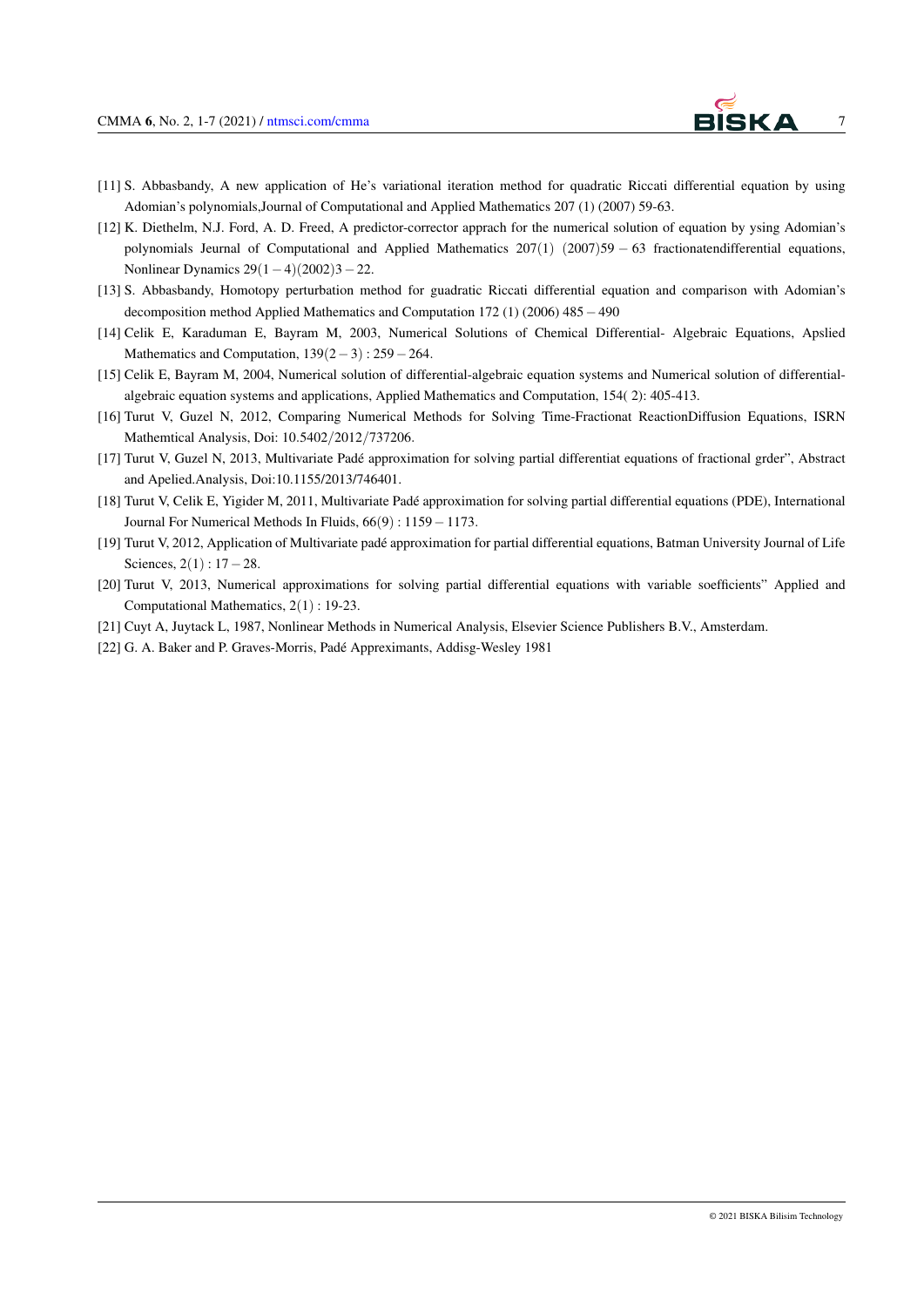[11] S. Abbasbandy, A new application of He's variational iteration method for quadratic Riccati differential equation by using Adomian's polynomials,Journal of Computational and Applied Mathematics 207 (1) (2007) 59-63.

[12] K. Diethelm, N.J. Ford, A. D. Freed, A predictor-corrector apprach for the numerical solution of equation by ysing Adomian's polynomials Jeurnal of Computational and Applied Mathematics 207(1) (2007)59 − 63 fractionatendifferential equations, Nonlinear Dynamics 29(1 − 4)(2002)3 − 22.

[13] S. Abbasbandy, Homotopy perturbation method for guadratic Riccati differential equation and comparison with Adomian's decomposition method Applied Mathematics and Computation 172 (1) (2006) 485 − 490

[14] Celik E, Karaduman E, Bayram M, 2003, Numerical Solutions of Chemical Differential- Algebraic Equations, Apslied Mathematics and Computation, 139(2 − 3) : 259 − 264.

[15] Celik E, Bayram M, 2004, Numerical solution of differential-algebraic equation systems and Numerical solution of differential-algebraic equation systems and applications, Applied Mathematics and Computation, 154( 2): 405-413.

[16] Turut V, Guzel N, 2012, Comparing Numerical Methods for Solving Time-Fractionat ReactionDiffusion Equations, ISRN Mathemtical Analysis, Doi: 10.5402/2012/737206.

[17] Turut V, Guzel N, 2013, Multivariate Padé approximation for solving partial differentiat equations of fractional grder", Abstract and Apelied.Analysis, Doi:10.1155/2013/746401.

[18] Turut V, Celik E, Yigider M, 2011, Multivariate Padé approximation for solving partial differential equations (PDE), International Journal For Numerical Methods In Fluids, 66(9) : 1159 − 1173.

[19] Turut V, 2012, Application of Multivariate padé approximation for partial differential equations, Batman University Journal of Life Sciences, 2(1) : 17 − 28.

[20] Turut V, 2013, Numerical approximations for solving partial differential equations with variable soefficients" Applied and Computational Mathematics, 2(1) : 19-23.

[21] Cuyt A, Juytack L, 1987, Nonlinear Methods in Numerical Analysis, Elsevier Science Publishers B.V., Amsterdam.

[22] G. A. Baker and P. Graves-Morris, Padé Appreximants, Addisg-Wesley 1981